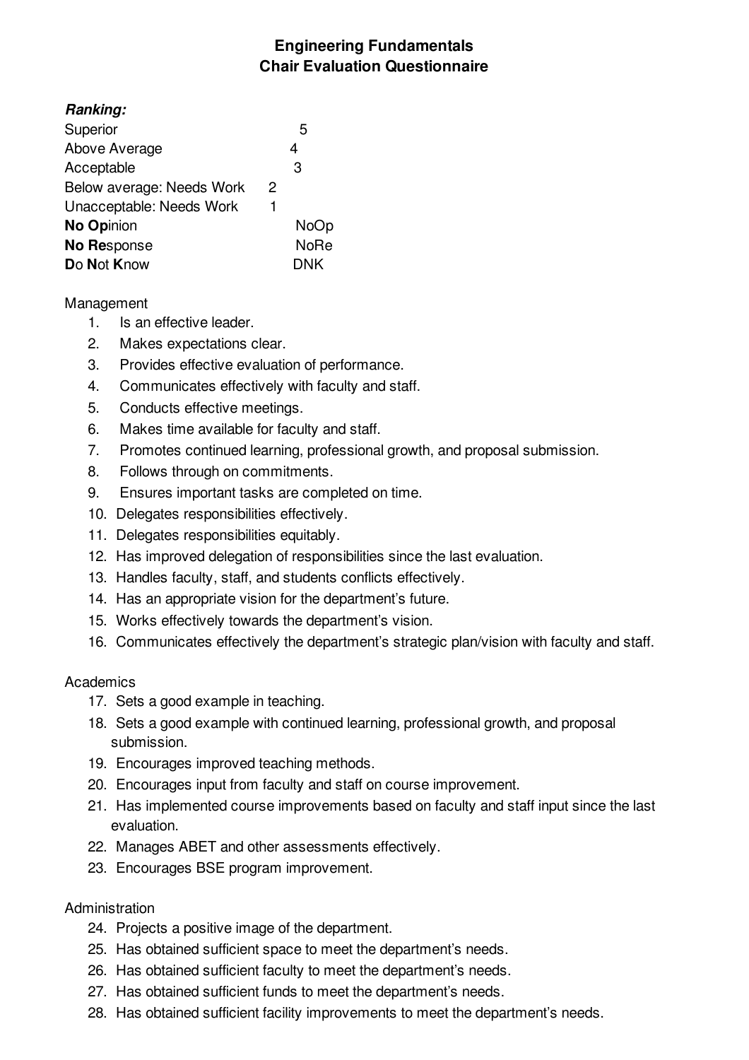# Engineering Fundamentals
# Chair Evaluation Questionnaire

***Ranking:***

| | |
|---|---|
| Superior | 5 |
| Above Average | 4 |
| Acceptable | 3 |
| Below average: Needs Work | 2 |
| Unacceptable: Needs Work | 1 |
| **No Op**inion | NoOp |
| **No Re**sponse | NoRe |
| **D**o **N**ot **K**now | DNK |

Management

1. Is an effective leader.
2. Makes expectations clear.
3. Provides effective evaluation of performance.
4. Communicates effectively with faculty and staff.
5. Conducts effective meetings.
6. Makes time available for faculty and staff.
7. Promotes continued learning, professional growth, and proposal submission.
8. Follows through on commitments.
9. Ensures important tasks are completed on time.
10. Delegates responsibilities effectively.
11. Delegates responsibilities equitably.
12. Has improved delegation of responsibilities since the last evaluation.
13. Handles faculty, staff, and students conflicts effectively.
14. Has an appropriate vision for the department's future.
15. Works effectively towards the department's vision.
16. Communicates effectively the department's strategic plan/vision with faculty and staff.

Academics

17. Sets a good example in teaching.
18. Sets a good example with continued learning, professional growth, and proposal submission.
19. Encourages improved teaching methods.
20. Encourages input from faculty and staff on course improvement.
21. Has implemented course improvements based on faculty and staff input since the last evaluation.
22. Manages ABET and other assessments effectively.
23. Encourages BSE program improvement.

Administration

24. Projects a positive image of the department.
25. Has obtained sufficient space to meet the department's needs.
26. Has obtained sufficient faculty to meet the department's needs.
27. Has obtained sufficient funds to meet the department's needs.
28. Has obtained sufficient facility improvements to meet the department's needs.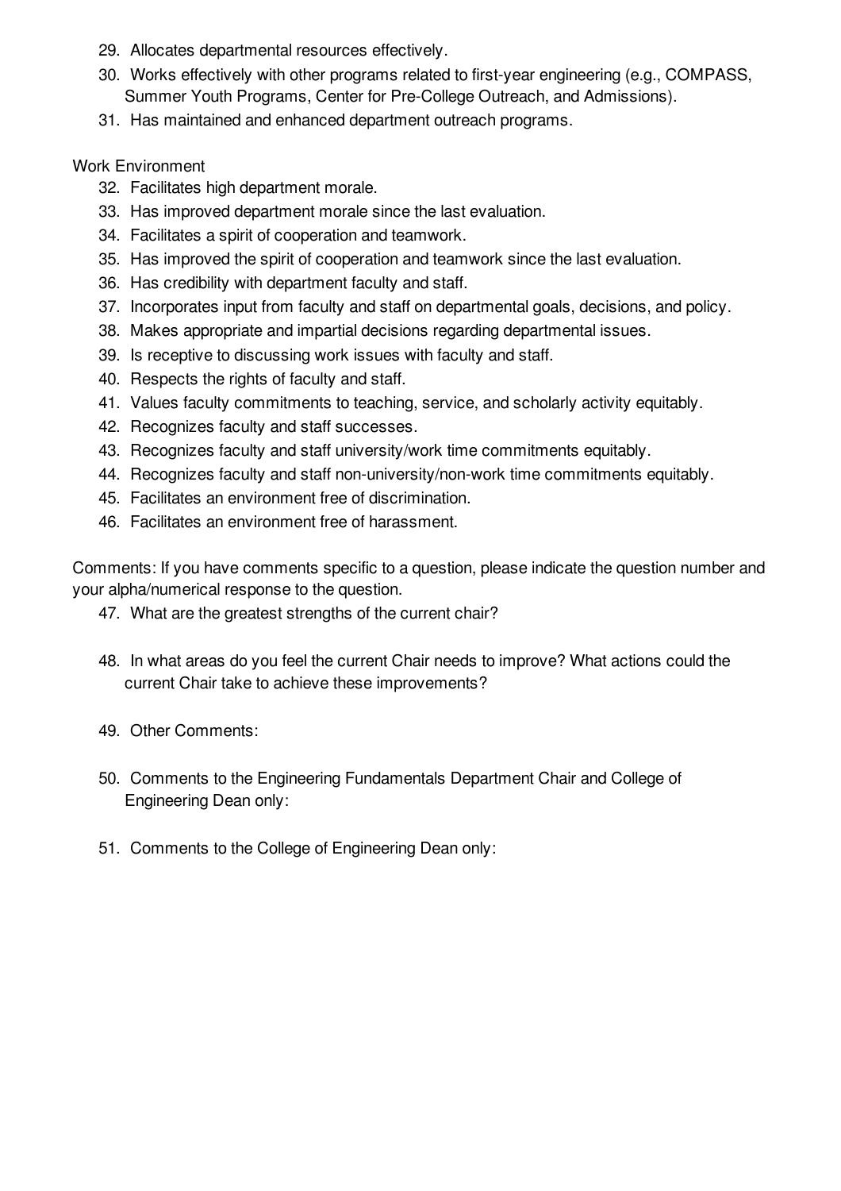29. Allocates departmental resources effectively.
30. Works effectively with other programs related to first-year engineering (e.g., COMPASS, Summer Youth Programs, Center for Pre-College Outreach, and Admissions).
31. Has maintained and enhanced department outreach programs.

Work Environment

32. Facilitates high department morale.
33. Has improved department morale since the last evaluation.
34. Facilitates a spirit of cooperation and teamwork.
35. Has improved the spirit of cooperation and teamwork since the last evaluation.
36. Has credibility with department faculty and staff.
37. Incorporates input from faculty and staff on departmental goals, decisions, and policy.
38. Makes appropriate and impartial decisions regarding departmental issues.
39. Is receptive to discussing work issues with faculty and staff.
40. Respects the rights of faculty and staff.
41. Values faculty commitments to teaching, service, and scholarly activity equitably.
42. Recognizes faculty and staff successes.
43. Recognizes faculty and staff university/work time commitments equitably.
44. Recognizes faculty and staff non-university/non-work time commitments equitably.
45. Facilitates an environment free of discrimination.
46. Facilitates an environment free of harassment.

Comments: If you have comments specific to a question, please indicate the question number and your alpha/numerical response to the question.

47. What are the greatest strengths of the current chair?

48. In what areas do you feel the current Chair needs to improve? What actions could the current Chair take to achieve these improvements?

49. Other Comments:

50. Comments to the Engineering Fundamentals Department Chair and College of Engineering Dean only:

51. Comments to the College of Engineering Dean only: